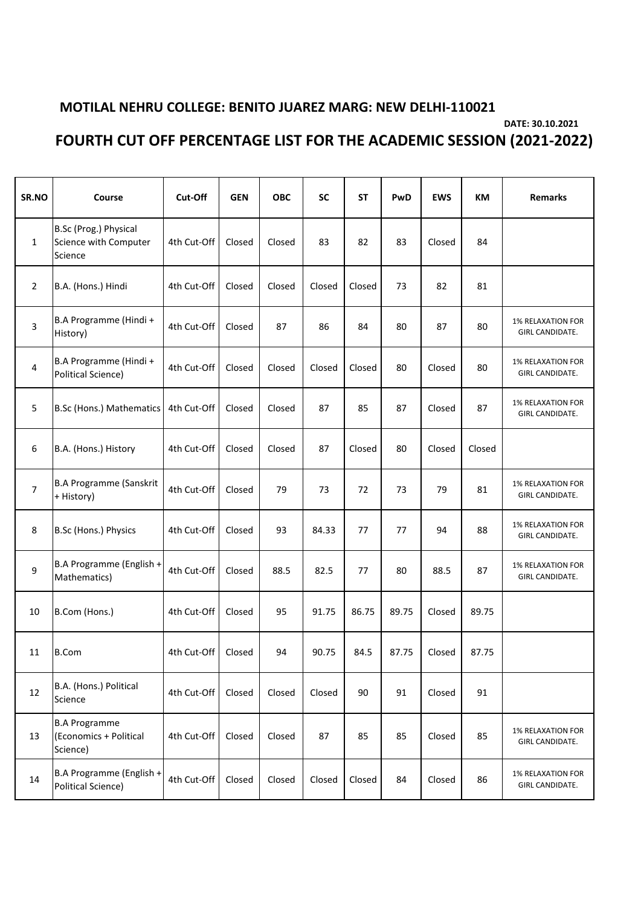**MOTILAL NEHRU COLLEGE: BENITO JUAREZ MARG: NEW DELHI-110021**

**DATE: 30.10.2021**

## FOURTH CUT OFF PERCENTAGE LIST FOR THE ACADEMIC SESSION (2021-2022)

| SR.NO | Course | Cut-Off | GEN | OBC | SC | ST | PwD | EWS | KM | Remarks |
|---|---|---|---|---|---|---|---|---|---|---|
| 1 | B.Sc (Prog.) Physical Science with Computer Science | 4th Cut-Off | Closed | Closed | 83 | 82 | 83 | Closed | 84 | |
| 2 | B.A. (Hons.) Hindi | 4th Cut-Off | Closed | Closed | Closed | Closed | 73 | 82 | 81 | |
| 3 | B.A Programme (Hindi + History) | 4th Cut-Off | Closed | 87 | 86 | 84 | 80 | 87 | 80 | 1% RELAXATION FOR GIRL CANDIDATE. |
| 4 | B.A Programme (Hindi + Political Science) | 4th Cut-Off | Closed | Closed | Closed | Closed | 80 | Closed | 80 | 1% RELAXATION FOR GIRL CANDIDATE. |
| 5 | B.Sc (Hons.) Mathematics | 4th Cut-Off | Closed | Closed | 87 | 85 | 87 | Closed | 87 | 1% RELAXATION FOR GIRL CANDIDATE. |
| 6 | B.A. (Hons.) History | 4th Cut-Off | Closed | Closed | 87 | Closed | 80 | Closed | Closed | |
| 7 | B.A Programme (Sanskrit + History) | 4th Cut-Off | Closed | 79 | 73 | 72 | 73 | 79 | 81 | 1% RELAXATION FOR GIRL CANDIDATE. |
| 8 | B.Sc (Hons.) Physics | 4th Cut-Off | Closed | 93 | 84.33 | 77 | 77 | 94 | 88 | 1% RELAXATION FOR GIRL CANDIDATE. |
| 9 | B.A Programme (English + Mathematics) | 4th Cut-Off | Closed | 88.5 | 82.5 | 77 | 80 | 88.5 | 87 | 1% RELAXATION FOR GIRL CANDIDATE. |
| 10 | B.Com (Hons.) | 4th Cut-Off | Closed | 95 | 91.75 | 86.75 | 89.75 | Closed | 89.75 | |
| 11 | B.Com | 4th Cut-Off | Closed | 94 | 90.75 | 84.5 | 87.75 | Closed | 87.75 | |
| 12 | B.A. (Hons.) Political Science | 4th Cut-Off | Closed | Closed | Closed | 90 | 91 | Closed | 91 | |
| 13 | B.A Programme (Economics + Political Science) | 4th Cut-Off | Closed | Closed | 87 | 85 | 85 | Closed | 85 | 1% RELAXATION FOR GIRL CANDIDATE. |
| 14 | B.A Programme (English + Political Science) | 4th Cut-Off | Closed | Closed | Closed | Closed | 84 | Closed | 86 | 1% RELAXATION FOR GIRL CANDIDATE. |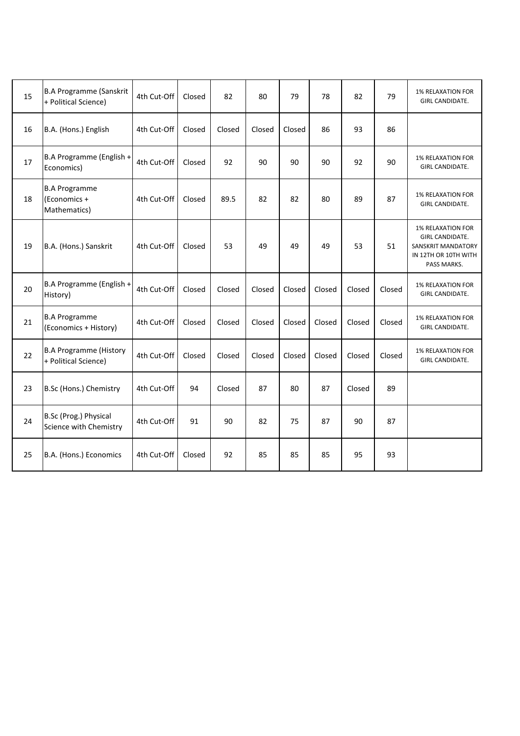| | | | | | | | | | | |
|---|---|---|---|---|---|---|---|---|---|---|
| 15 | B.A Programme (Sanskrit + Political Science) | 4th Cut-Off | Closed | 82 | 80 | 79 | 78 | 82 | 79 | 1% RELAXATION FOR GIRL CANDIDATE. |
| 16 | B.A. (Hons.) English | 4th Cut-Off | Closed | Closed | Closed | Closed | 86 | 93 | 86 | |
| 17 | B.A Programme (English + Economics) | 4th Cut-Off | Closed | 92 | 90 | 90 | 90 | 92 | 90 | 1% RELAXATION FOR GIRL CANDIDATE. |
| 18 | B.A Programme (Economics + Mathematics) | 4th Cut-Off | Closed | 89.5 | 82 | 82 | 80 | 89 | 87 | 1% RELAXATION FOR GIRL CANDIDATE. |
| 19 | B.A. (Hons.) Sanskrit | 4th Cut-Off | Closed | 53 | 49 | 49 | 49 | 53 | 51 | 1% RELAXATION FOR GIRL CANDIDATE. SANSKRIT MANDATORY IN 12TH OR 10TH WITH PASS MARKS. |
| 20 | B.A Programme (English + History) | 4th Cut-Off | Closed | Closed | Closed | Closed | Closed | Closed | Closed | 1% RELAXATION FOR GIRL CANDIDATE. |
| 21 | B.A Programme (Economics + History) | 4th Cut-Off | Closed | Closed | Closed | Closed | Closed | Closed | Closed | 1% RELAXATION FOR GIRL CANDIDATE. |
| 22 | B.A Programme (History + Political Science) | 4th Cut-Off | Closed | Closed | Closed | Closed | Closed | Closed | Closed | 1% RELAXATION FOR GIRL CANDIDATE. |
| 23 | B.Sc (Hons.) Chemistry | 4th Cut-Off | 94 | Closed | 87 | 80 | 87 | Closed | 89 | |
| 24 | B.Sc (Prog.) Physical Science with Chemistry | 4th Cut-Off | 91 | 90 | 82 | 75 | 87 | 90 | 87 | |
| 25 | B.A. (Hons.) Economics | 4th Cut-Off | Closed | 92 | 85 | 85 | 85 | 95 | 93 | |